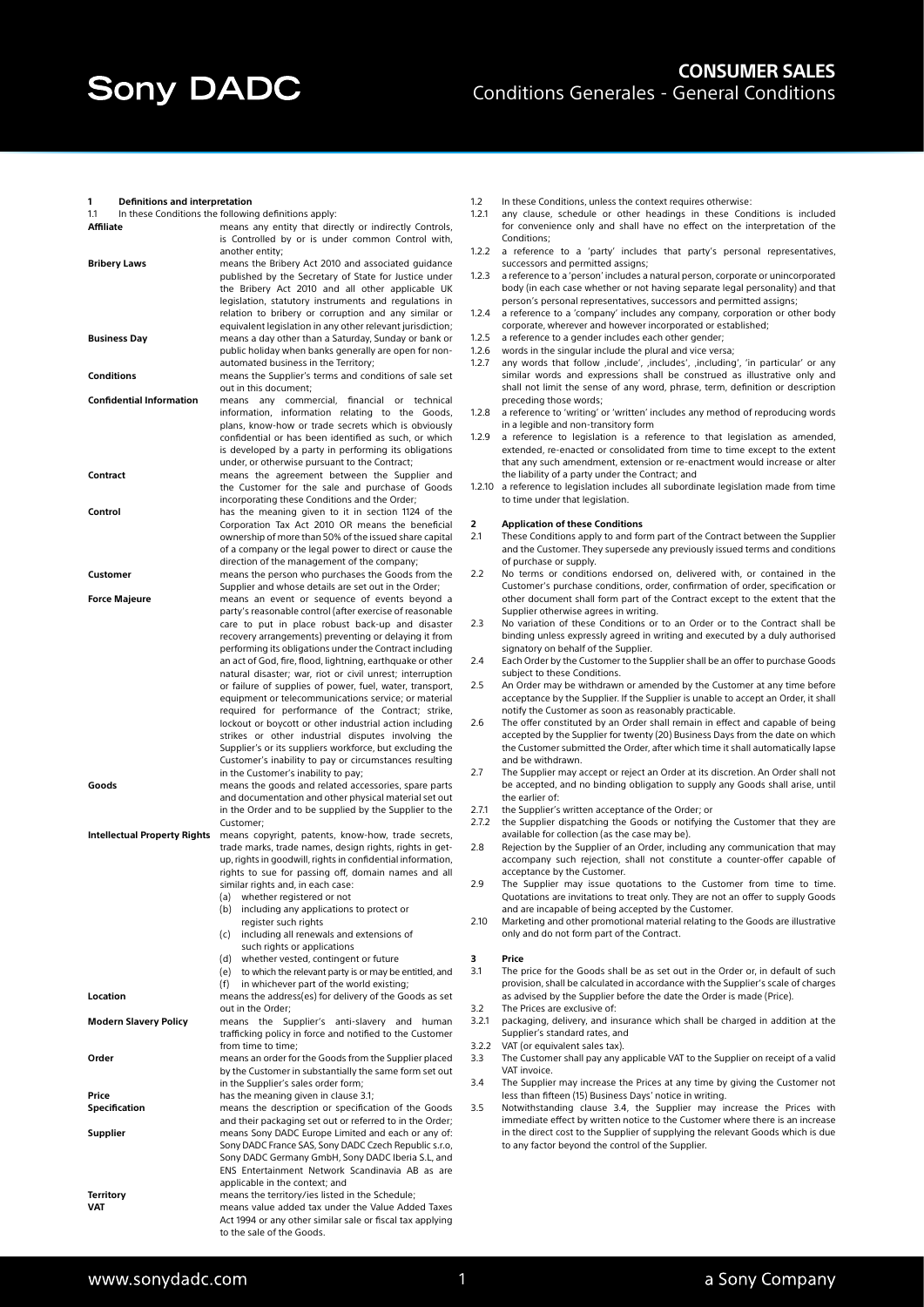# Sony DADC

## CONSUMER SALES

Conditions Generales - General Conditions

**1 Definitions and interpretation**

1.1 In these Conditions the following definitions apply:

| | |
|---|---|
| **Affiliate** | means any entity that directly or indirectly Controls, is Controlled by or is under common Control with, another entity; |
| **Bribery Laws** | means the Bribery Act 2010 and associated guidance published by the Secretary of State for Justice under the Bribery Act 2010 and all other applicable UK legislation, statutory instruments and regulations in relation to bribery or corruption and any similar or equivalent legislation in any other relevant jurisdiction; |
| **Business Day** | means a day other than a Saturday, Sunday or bank or public holiday when banks generally are open for non-automated business in the Territory; |
| **Conditions** | means the Supplier's terms and conditions of sale set out in this document; |
| **Confidential Information** | means any commercial, financial or technical information, information relating to the Goods, plans, know-how or trade secrets which is obviously confidential or has been identified as such, or which is developed by a party in performing its obligations under, or otherwise pursuant to the Contract; |
| **Contract** | means the agreement between the Supplier and the Customer for the sale and purchase of Goods incorporating these Conditions and the Order; |
| **Control** | has the meaning given to it in section 1124 of the Corporation Tax Act 2010 OR means the beneficial ownership of more than 50% of the issued share capital of a company or the legal power to direct or cause the direction of the management of the company; |
| **Customer** | means the person who purchases the Goods from the Supplier and whose details are set out in the Order; |
| **Force Majeure** | means an event or sequence of events beyond a party's reasonable control (after exercise of reasonable care to put in place robust back-up and disaster recovery arrangements) preventing or delaying it from performing its obligations under the Contract including an act of God, fire, flood, lightning, earthquake or other natural disaster; war, riot or civil unrest; interruption or failure of supplies of power, fuel, water, transport, equipment or telecommunications service; or material required for performance of the Contract; strike, lockout or boycott or other industrial action including strikes or other industrial disputes involving the Supplier's or its suppliers workforce, but excluding the Customer's inability to pay or circumstances resulting in the Customer's inability to pay; |
| **Goods** | means the goods and related accessories, spare parts and documentation and other physical material set out in the Order and to be supplied by the Supplier to the Customer; |
| **Intellectual Property Rights** | means copyright, patents, know-how, trade secrets, trade marks, trade names, design rights, rights in get-up, rights in goodwill, rights in confidential information, rights to sue for passing off, domain names and all similar rights and, in each case: (a) whether registered or not (b) including any applications to protect or register such rights (c) including all renewals and extensions of such rights or applications (d) whether vested, contingent or future (e) to which the relevant party is or may be entitled, and (f) in whichever part of the world existing; |
| **Location** | means the address(es) for delivery of the Goods as set out in the Order; |
| **Modern Slavery Policy** | means the Supplier's anti-slavery and human trafficking policy in force and notified to the Customer from time to time; |
| **Order** | means an order for the Goods from the Supplier placed by the Customer in substantially the same form set out in the Supplier's sales order form; |
| **Price** | has the meaning given in clause 3.1; |
| **Specification** | means the description or specification of the Goods and their packaging set out or referred to in the Order; |
| **Supplier** | means Sony DADC Europe Limited and each or any of: Sony DADC France SAS, Sony DADC Czech Republic s.r.o, Sony DADC Germany GmbH, Sony DADC Iberia S.L, and ENS Entertainment Network Scandinavia AB as are applicable in the context; and |
| **Territory** | means the territory/ies listed in the Schedule; |
| **VAT** | means value added tax under the Value Added Taxes Act 1994 or any other similar sale or fiscal tax applying to the sale of the Goods. |

1.2 In these Conditions, unless the context requires otherwise:

1.2.1 any clause, schedule or other headings in these Conditions is included for convenience only and shall have no effect on the interpretation of the Conditions;

1.2.2 a reference to a 'party' includes that party's personal representatives, successors and permitted assigns;

1.2.3 a reference to a 'person' includes a natural person, corporate or unincorporated body (in each case whether or not having separate legal personality) and that person's personal representatives, successors and permitted assigns;

1.2.4 a reference to a 'company' includes any company, corporation or other body corporate, wherever and however incorporated or established;

1.2.5 a reference to a gender includes each other gender;

1.2.6 words in the singular include the plural and vice versa;

1.2.7 any words that follow ‚include', ‚includes', ‚including', 'in particular' or any similar words and expressions shall be construed as illustrative only and shall not limit the sense of any word, phrase, term, definition or description preceding those words;

1.2.8 a reference to 'writing' or 'written' includes any method of reproducing words in a legible and non-transitory form

1.2.9 a reference to legislation is a reference to that legislation as amended, extended, re-enacted or consolidated from time to time except to the extent that any such amendment, extension or re-enactment would increase or alter the liability of a party under the Contract; and

1.2.10 a reference to legislation includes all subordinate legislation made from time to time under that legislation.

**2 Application of these Conditions**

2.1 These Conditions apply to and form part of the Contract between the Supplier and the Customer. They supersede any previously issued terms and conditions of purchase or supply.

2.2 No terms or conditions endorsed on, delivered with, or contained in the Customer's purchase conditions, order, confirmation of order, specification or other document shall form part of the Contract except to the extent that the Supplier otherwise agrees in writing.

2.3 No variation of these Conditions or to an Order or to the Contract shall be binding unless expressly agreed in writing and executed by a duly authorised signatory on behalf of the Supplier.

2.4 Each Order by the Customer to the Supplier shall be an offer to purchase Goods subject to these Conditions.

2.5 An Order may be withdrawn or amended by the Customer at any time before acceptance by the Supplier. If the Supplier is unable to accept an Order, it shall notify the Customer as soon as reasonably practicable.

2.6 The offer constituted by an Order shall remain in effect and capable of being accepted by the Supplier for twenty (20) Business Days from the date on which the Customer submitted the Order, after which time it shall automatically lapse and be withdrawn.

2.7 The Supplier may accept or reject an Order at its discretion. An Order shall not be accepted, and no binding obligation to supply any Goods shall arise, until the earlier of:

2.7.1 the Supplier's written acceptance of the Order; or

2.7.2 the Supplier dispatching the Goods or notifying the Customer that they are available for collection (as the case may be).

2.8 Rejection by the Supplier of an Order, including any communication that may accompany such rejection, shall not constitute a counter-offer capable of acceptance by the Customer.

2.9 The Supplier may issue quotations to the Customer from time to time. Quotations are invitations to treat only. They are not an offer to supply Goods and are incapable of being accepted by the Customer.

2.10 Marketing and other promotional material relating to the Goods are illustrative only and do not form part of the Contract.

**3 Price**

3.1 The price for the Goods shall be as set out in the Order or, in default of such provision, shall be calculated in accordance with the Supplier's scale of charges as advised by the Supplier before the date the Order is made (Price).

3.2 The Prices are exclusive of:

3.2.1 packaging, delivery, and insurance which shall be charged in addition at the Supplier's standard rates, and

3.2.2 VAT (or equivalent sales tax).

3.3 The Customer shall pay any applicable VAT to the Supplier on receipt of a valid VAT invoice.

3.4 The Supplier may increase the Prices at any time by giving the Customer not less than fifteen (15) Business Days' notice in writing.

3.5 Notwithstanding clause 3.4, the Supplier may increase the Prices with immediate effect by written notice to the Customer where there is an increase in the direct cost to the Supplier of supplying the relevant Goods which is due to any factor beyond the control of the Supplier.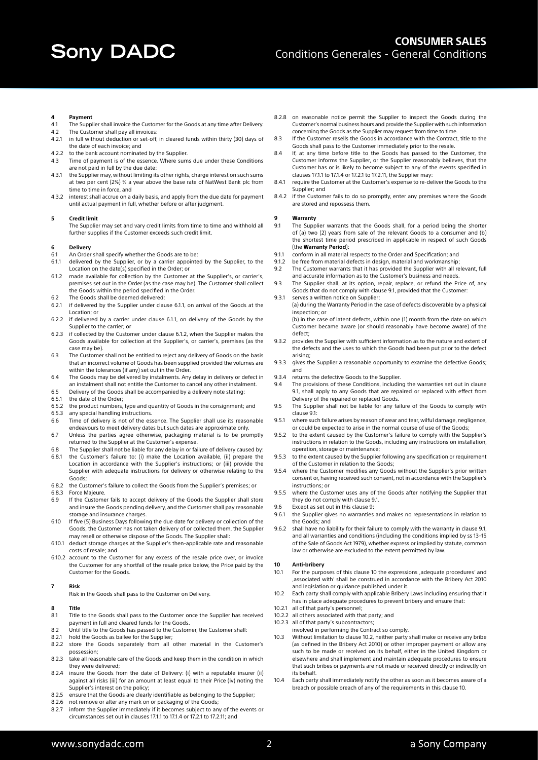## 4 Payment

4.1 The Supplier shall invoice the Customer for the Goods at any time after Delivery.

4.2 The Customer shall pay all invoices:

4.2.1 in full without deduction or set-off, in cleared funds within thirty (30) days of the date of each invoice; and

4.2.2 to the bank account nominated by the Supplier.

4.3 Time of payment is of the essence. Where sums due under these Conditions are not paid in full by the due date:

4.3.1 the Supplier may, without limiting its other rights, charge interest on such sums at two per cent (2%) % a year above the base rate of NatWest Bank plc from time to time in force, and

4.3.2 interest shall accrue on a daily basis, and apply from the due date for payment until actual payment in full, whether before or after judgment.

## 5 Credit limit

The Supplier may set and vary credit limits from time to time and withhold all further supplies if the Customer exceeds such credit limit.

## 6 Delivery

6.1 An Order shall specify whether the Goods are to be:

6.1.1 delivered by the Supplier, or by a carrier appointed by the Supplier, to the Location on the date(s) specified in the Order; or

6.1.2 made available for collection by the Customer at the Supplier's, or carrier's, premises set out in the Order (as the case may be). The Customer shall collect the Goods within the period specified in the Order.

6.2 The Goods shall be deemed delivered:

6.2.1 if delivered by the Supplier under clause 6.1.1, on arrival of the Goods at the Location; or

6.2.2 if delivered by a carrier under clause 6.1.1, on delivery of the Goods by the Supplier to the carrier; or

6.2.3 if collected by the Customer under clause 6.1.2, when the Supplier makes the Goods available for collection at the Supplier's, or carrier's, premises (as the case may be).

6.3 The Customer shall not be entitled to reject any delivery of Goods on the basis that an incorrect volume of Goods has been supplied provided the volumes are within the tolerances (if any) set out in the Order.

6.4 The Goods may be delivered by instalments. Any delay in delivery or defect in an instalment shall not entitle the Customer to cancel any other instalment.

6.5 Delivery of the Goods shall be accompanied by a delivery note stating:

6.5.1 the date of the Order;

6.5.2 the product numbers, type and quantity of Goods in the consignment; and

6.5.3 any special handling instructions.

6.6 Time of delivery is not of the essence. The Supplier shall use its reasonable endeavours to meet delivery dates but such dates are approximate only.

6.7 Unless the parties agree otherwise, packaging material is to be promptly returned to the Supplier at the Customer's expense.

6.8 The Supplier shall not be liable for any delay in or failure of delivery caused by:

6.8.1 the Customer's failure to: (i) make the Location available, (ii) prepare the Location in accordance with the Supplier's instructions; or (iii) provide the Supplier with adequate instructions for delivery or otherwise relating to the Goods;

6.8.2 the Customer's failure to collect the Goods from the Supplier's premises; or

6.8.3 Force Majeure.

6.9 If the Customer fails to accept delivery of the Goods the Supplier shall store and insure the Goods pending delivery, and the Customer shall pay reasonable storage and insurance charges.

6.10 If five (5) Business Days following the due date for delivery or collection of the Goods, the Customer has not taken delivery of or collected them, the Supplier may resell or otherwise dispose of the Goods. The Supplier shall:

6.10.1 deduct storage charges at the Supplier's then-applicable rate and reasonable costs of resale; and

6.10.2 account to the Customer for any excess of the resale price over, or invoice the Customer for any shortfall of the resale price below, the Price paid by the Customer for the Goods.

## 7 Risk

Risk in the Goods shall pass to the Customer on Delivery.

## 8 Title

8.1 Title to the Goods shall pass to the Customer once the Supplier has received payment in full and cleared funds for the Goods.

8.2 Until title to the Goods has passed to the Customer, the Customer shall:

8.2.1 hold the Goods as bailee for the Supplier;

8.2.2 store the Goods separately from all other material in the Customer's possession;

8.2.3 take all reasonable care of the Goods and keep them in the condition in which they were delivered;

8.2.4 insure the Goods from the date of Delivery: (i) with a reputable insurer (ii) against all risks (iii) for an amount at least equal to their Price (iv) noting the Supplier's interest on the policy;

8.2.5 ensure that the Goods are clearly identifiable as belonging to the Supplier;

8.2.6 not remove or alter any mark on or packaging of the Goods;

8.2.7 inform the Supplier immediately if it becomes subject to any of the events or circumstances set out in clauses 17.1.1 to 17.1.4 or 17.2.1 to 17.2.11; and

8.2.8 on reasonable notice permit the Supplier to inspect the Goods during the Customer's normal business hours and provide the Supplier with such information concerning the Goods as the Supplier may request from time to time.

8.3 If the Customer resells the Goods in accordance with the Contract, title to the Goods shall pass to the Customer immediately prior to the resale.

8.4 If, at any time before title to the Goods has passed to the Customer, the Customer informs the Supplier, or the Supplier reasonably believes, that the Customer has or is likely to become subject to any of the events specified in clauses 17.1.1 to 17.1.4 or 17.2.1 to 17.2.11, the Supplier may:

8.4.1 require the Customer at the Customer's expense to re-deliver the Goods to the Supplier; and

8.4.2 if the Customer fails to do so promptly, enter any premises where the Goods are stored and repossess them.

## 9 Warranty

9.1 The Supplier warrants that the Goods shall, for a period being the shorter of (a) two (2) years from sale of the relevant Goods to a consumer and (b) the shortest time period prescribed in applicable in respect of such Goods (the **Warranty Period**):

9.1.1 conform in all material respects to the Order and Specification; and

9.1.2 be free from material defects in design, material and workmanship;

9.2 The Customer warrants that it has provided the Supplier with all relevant, full and accurate information as to the Customer's business and needs.

9.3 The Supplier shall, at its option, repair, replace, or refund the Price of, any Goods that do not comply with clause 9.1, provided that the Customer:

9.3.1 serves a written notice on Supplier:
(a) during the Warranty Period in the case of defects discoverable by a physical inspection; or
(b) in the case of latent defects, within one (1) month from the date on which Customer became aware (or should reasonably have become aware) of the defect;

9.3.2 provides the Supplier with sufficient information as to the nature and extent of the defects and the uses to which the Goods had been put prior to the defect arising;

9.3.3 gives the Supplier a reasonable opportunity to examine the defective Goods; and

9.3.4 returns the defective Goods to the Supplier.

9.4 The provisions of these Conditions, including the warranties set out in clause 9.1, shall apply to any Goods that are repaired or replaced with effect from Delivery of the repaired or replaced Goods.

9.5 The Supplier shall not be liable for any failure of the Goods to comply with clause 9.1:

9.5.1 where such failure arises by reason of wear and tear, wilful damage, negligence, or could be expected to arise in the normal course of use of the Goods;

9.5.2 to the extent caused by the Customer's failure to comply with the Supplier's instructions in relation to the Goods, including any instructions on installation, operation, storage or maintenance;

9.5.3 to the extent caused by the Supplier following any specification or requirement of the Customer in relation to the Goods;

9.5.4 where the Customer modifies any Goods without the Supplier's prior written consent or, having received such consent, not in accordance with the Supplier's instructions; or

9.5.5 where the Customer uses any of the Goods after notifying the Supplier that they do not comply with clause 9.1.

9.6 Except as set out in this clause 9:

9.6.1 the Supplier gives no warranties and makes no representations in relation to the Goods; and

9.6.2 shall have no liability for their failure to comply with the warranty in clause 9.1, and all warranties and conditions (including the conditions implied by ss 13–15 of the Sale of Goods Act 1979), whether express or implied by statute, common law or otherwise are excluded to the extent permitted by law.

## 10 Anti-bribery

10.1 For the purposes of this clause 10 the expressions ‚adequate procedures' and ‚associated with' shall be construed in accordance with the Bribery Act 2010 and legislation or guidance published under it.

10.2 Each party shall comply with applicable Bribery Laws including ensuring that it has in place adequate procedures to prevent bribery and ensure that:

10.2.1 all of that party's personnel;

10.2.2 all others associated with that party; and

10.2.3 all of that party's subcontractors;

involved in performing the Contract so comply.

10.3 Without limitation to clause 10.2, neither party shall make or receive any bribe (as defined in the Bribery Act 2010) or other improper payment or allow any such to be made or received on its behalf, either in the United Kingdom or elsewhere and shall implement and maintain adequate procedures to ensure that such bribes or payments are not made or received directly or indirectly on its behalf.

10.4 Each party shall immediately notify the other as soon as it becomes aware of a breach or possible breach of any of the requirements in this clause 10.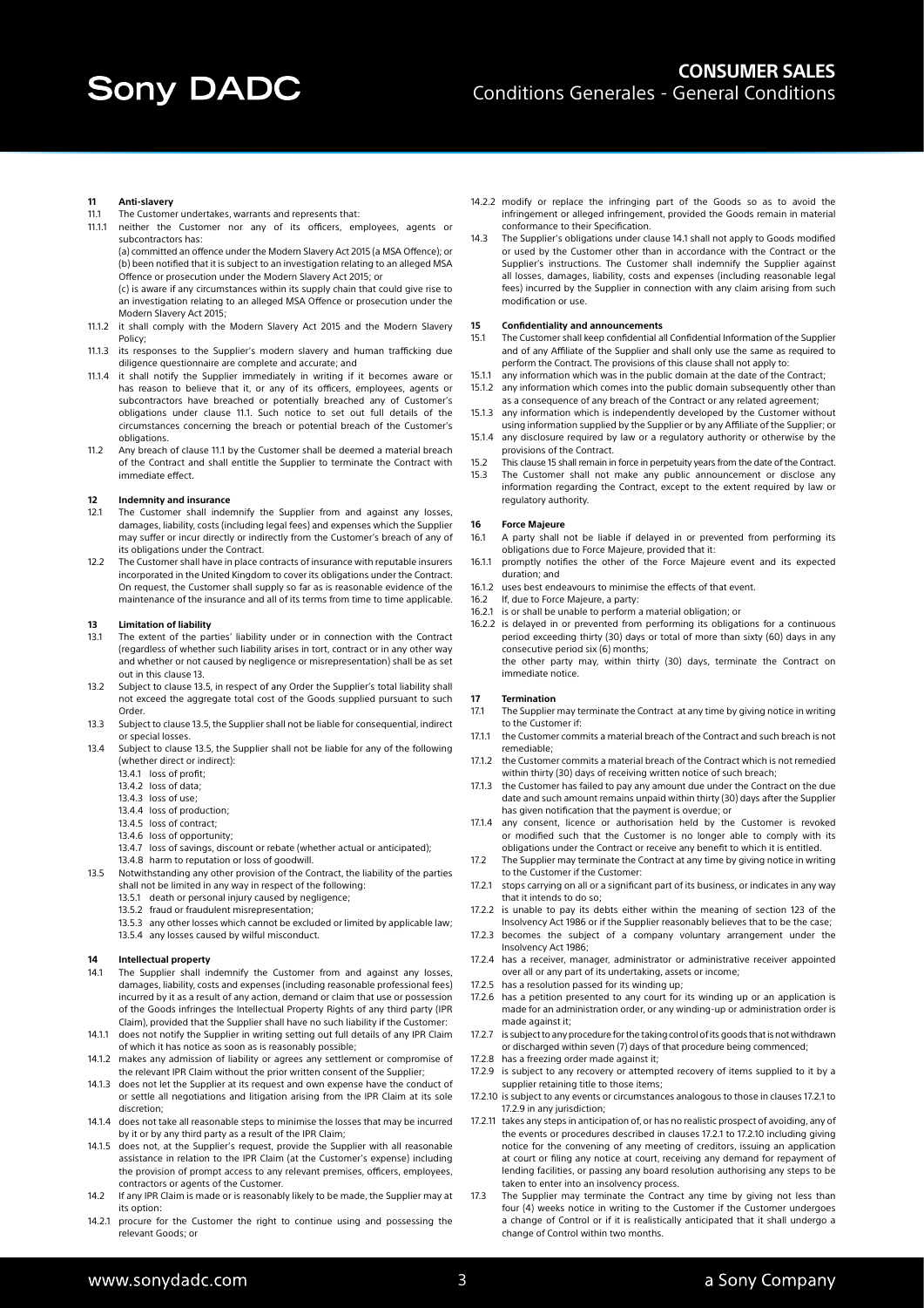## 11 Anti-slavery

11.1 The Customer undertakes, warrants and represents that:

11.1.1 neither the Customer nor any of its officers, employees, agents or subcontractors has:

(a) committed an offence under the Modern Slavery Act 2015 (a MSA Offence); or

(b) been notified that it is subject to an investigation relating to an alleged MSA Offence or prosecution under the Modern Slavery Act 2015; or

(c) is aware if any circumstances within its supply chain that could give rise to an investigation relating to an alleged MSA Offence or prosecution under the Modern Slavery Act 2015;

11.1.2 it shall comply with the Modern Slavery Act 2015 and the Modern Slavery Policy;

11.1.3 its responses to the Supplier's modern slavery and human trafficking due diligence questionnaire are complete and accurate; and

11.1.4 it shall notify the Supplier immediately in writing if it becomes aware or has reason to believe that it, or any of its officers, employees, agents or subcontractors have breached or potentially breached any of Customer's obligations under clause 11.1. Such notice to set out full details of the circumstances concerning the breach or potential breach of the Customer's obligations.

11.2 Any breach of clause 11.1 by the Customer shall be deemed a material breach of the Contract and shall entitle the Supplier to terminate the Contract with immediate effect.

## 12 Indemnity and insurance

12.1 The Customer shall indemnify the Supplier from and against any losses, damages, liability, costs (including legal fees) and expenses which the Supplier may suffer or incur directly or indirectly from the Customer's breach of any of its obligations under the Contract.

12.2 The Customer shall have in place contracts of insurance with reputable insurers incorporated in the United Kingdom to cover its obligations under the Contract. On request, the Customer shall supply so far as is reasonable evidence of the maintenance of the insurance and all of its terms from time to time applicable.

## 13 Limitation of liability

13.1 The extent of the parties' liability under or in connection with the Contract (regardless of whether such liability arises in tort, contract or in any other way and whether or not caused by negligence or misrepresentation) shall be as set out in this clause 13.

13.2 Subject to clause 13.5, in respect of any Order the Supplier's total liability shall not exceed the aggregate total cost of the Goods supplied pursuant to such Order.

13.3 Subject to clause 13.5, the Supplier shall not be liable for consequential, indirect or special losses.

13.4 Subject to clause 13.5, the Supplier shall not be liable for any of the following (whether direct or indirect):

13.4.1 loss of profit;
13.4.2 loss of data;
13.4.3 loss of use;
13.4.4 loss of production;
13.4.5 loss of contract;
13.4.6 loss of opportunity;
13.4.7 loss of savings, discount or rebate (whether actual or anticipated);
13.4.8 harm to reputation or loss of goodwill.

13.5 Notwithstanding any other provision of the Contract, the liability of the parties shall not be limited in any way in respect of the following:

13.5.1 death or personal injury caused by negligence;
13.5.2 fraud or fraudulent misrepresentation;
13.5.3 any other losses which cannot be excluded or limited by applicable law;
13.5.4 any losses caused by wilful misconduct.

## 14 Intellectual property

14.1 The Supplier shall indemnify the Customer from and against any losses, damages, liability, costs and expenses (including reasonable professional fees) incurred by it as a result of any action, demand or claim that use or possession of the Goods infringes the Intellectual Property Rights of any third party (IPR Claim), provided that the Supplier shall have no such liability if the Customer:

14.1.1 does not notify the Supplier in writing setting out full details of any IPR Claim of which it has notice as soon as is reasonably possible;

14.1.2 makes any admission of liability or agrees any settlement or compromise of the relevant IPR Claim without the prior written consent of the Supplier;

14.1.3 does not let the Supplier at its request and own expense have the conduct of or settle all negotiations and litigation arising from the IPR Claim at its sole discretion;

14.1.4 does not take all reasonable steps to minimise the losses that may be incurred by it or by any third party as a result of the IPR Claim;

14.1.5 does not, at the Supplier's request, provide the Supplier with all reasonable assistance in relation to the IPR Claim (at the Customer's expense) including the provision of prompt access to any relevant premises, officers, employees, contractors or agents of the Customer.

14.2 If any IPR Claim is made or is reasonably likely to be made, the Supplier may at its option:

14.2.1 procure for the Customer the right to continue using and possessing the relevant Goods; or

14.2.2 modify or replace the infringing part of the Goods so as to avoid the infringement or alleged infringement, provided the Goods remain in material conformance to their Specification.

14.3 The Supplier's obligations under clause 14.1 shall not apply to Goods modified or used by the Customer other than in accordance with the Contract or the Supplier's instructions. The Customer shall indemnify the Supplier against all losses, damages, liability, costs and expenses (including reasonable legal fees) incurred by the Supplier in connection with any claim arising from such modification or use.

## 15 Confidentiality and announcements

15.1 The Customer shall keep confidential all Confidential Information of the Supplier and of any Affiliate of the Supplier and shall only use the same as required to perform the Contract. The provisions of this clause shall not apply to:

15.1.1 any information which was in the public domain at the date of the Contract;

15.1.2 any information which comes into the public domain subsequently other than as a consequence of any breach of the Contract or any related agreement;

15.1.3 any information which is independently developed by the Customer without using information supplied by the Supplier or by any Affiliate of the Supplier; or

15.1.4 any disclosure required by law or a regulatory authority or otherwise by the provisions of the Contract.

15.2 This clause 15 shall remain in force in perpetuity years from the date of the Contract.

15.3 The Customer shall not make any public announcement or disclose any information regarding the Contract, except to the extent required by law or regulatory authority.

## 16 Force Majeure

16.1 A party shall not be liable if delayed in or prevented from performing its obligations due to Force Majeure, provided that it:

16.1.1 promptly notifies the other of the Force Majeure event and its expected duration; and

16.1.2 uses best endeavours to minimise the effects of that event.

16.2 If, due to Force Majeure, a party:

16.2.1 is or shall be unable to perform a material obligation; or

16.2.2 is delayed in or prevented from performing its obligations for a continuous period exceeding thirty (30) days or total of more than sixty (60) days in any consecutive period six (6) months;

the other party may, within thirty (30) days, terminate the Contract on immediate notice.

## 17 Termination

17.1 The Supplier may terminate the Contract at any time by giving notice in writing to the Customer if:

17.1.1 the Customer commits a material breach of the Contract and such breach is not remediable;

17.1.2 the Customer commits a material breach of the Contract which is not remedied within thirty (30) days of receiving written notice of such breach;

17.1.3 the Customer has failed to pay any amount due under the Contract on the due date and such amount remains unpaid within thirty (30) days after the Supplier has given notification that the payment is overdue; or

17.1.4 any consent, licence or authorisation held by the Customer is revoked or modified such that the Customer is no longer able to comply with its obligations under the Contract or receive any benefit to which it is entitled.

17.2 The Supplier may terminate the Contract at any time by giving notice in writing to the Customer if the Customer:

17.2.1 stops carrying on all or a significant part of its business, or indicates in any way that it intends to do so;

17.2.2 is unable to pay its debts either within the meaning of section 123 of the Insolvency Act 1986 or if the Supplier reasonably believes that to be the case;

17.2.3 becomes the subject of a company voluntary arrangement under the Insolvency Act 1986;

17.2.4 has a receiver, manager, administrator or administrative receiver appointed over all or any part of its undertaking, assets or income;

17.2.5 has a resolution passed for its winding up;

17.2.6 has a petition presented to any court for its winding up or an application is made for an administration order, or any winding-up or administration order is made against it;

17.2.7 is subject to any procedure for the taking control of its goods that is not withdrawn or discharged within seven (7) days of that procedure being commenced;

17.2.8 has a freezing order made against it;

17.2.9 is subject to any recovery or attempted recovery of items supplied to it by a supplier retaining title to those items;

17.2.10 is subject to any events or circumstances analogous to those in clauses 17.2.1 to 17.2.9 in any jurisdiction;

17.2.11 takes any steps in anticipation of, or has no realistic prospect of avoiding, any of the events or procedures described in clauses 17.2.1 to 17.2.10 including giving notice for the convening of any meeting of creditors, issuing an application at court or filing any notice at court, receiving any demand for repayment of lending facilities, or passing any board resolution authorising any steps to be taken to enter into an insolvency process.

17.3 The Supplier may terminate the Contract any time by giving not less than four (4) weeks notice in writing to the Customer if the Customer undergoes a change of Control or if it is realistically anticipated that it shall undergo a change of Control within two months.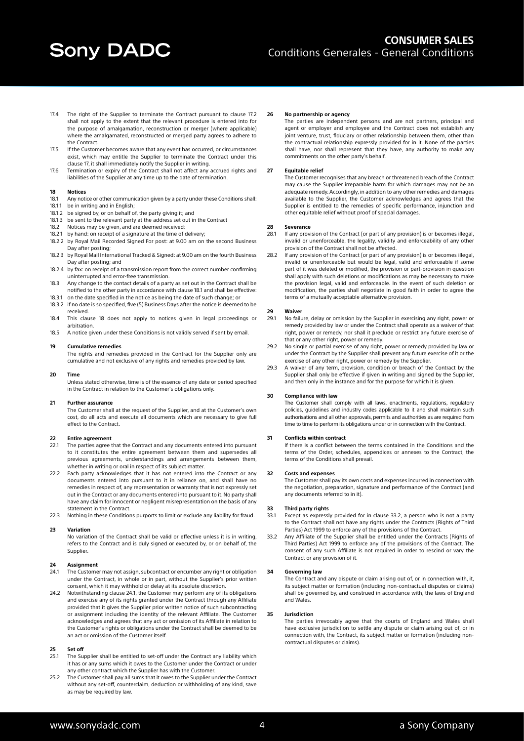17.4 The right of the Supplier to terminate the Contract pursuant to clause 17.2 shall not apply to the extent that the relevant procedure is entered into for the purpose of amalgamation, reconstruction or merger (where applicable) where the amalgamated, reconstructed or merged party agrees to adhere to the Contract.

17.5 If the Customer becomes aware that any event has occurred, or circumstances exist, which may entitle the Supplier to terminate the Contract under this clause 17, it shall immediately notify the Supplier in writing.

17.6 Termination or expiry of the Contract shall not affect any accrued rights and liabilities of the Supplier at any time up to the date of termination.

## 18 Notices

18.1 Any notice or other communication given by a party under these Conditions shall:

18.1.1 be in writing and in English;

18.1.2 be signed by, or on behalf of, the party giving it; and

18.1.3 be sent to the relevant party at the address set out in the Contract

18.2 Notices may be given, and are deemed received:

18.2.1 by hand: on receipt of a signature at the time of delivery;

18.2.2 by Royal Mail Recorded Signed For post: at 9.00 am on the second Business Day after posting;

18.2.3 by Royal Mail International Tracked & Signed: at 9.00 am on the fourth Business Day after posting; and

18.2.4 by fax: on receipt of a transmission report from the correct number confirming uninterrupted and error-free transmission.

18.3 Any change to the contact details of a party as set out in the Contract shall be notified to the other party in accordance with clause 18.1 and shall be effective:

18.3.1 on the date specified in the notice as being the date of such change; or

18.3.2 if no date is so specified, five (5) Business Days after the notice is deemed to be received.

18.4 This clause 18 does not apply to notices given in legal proceedings or arbitration.

18.5 A notice given under these Conditions is not validly served if sent by email.

## 19 Cumulative remedies

The rights and remedies provided in the Contract for the Supplier only are cumulative and not exclusive of any rights and remedies provided by law.

## 20 Time

Unless stated otherwise, time is of the essence of any date or period specified in the Contract in relation to the Customer's obligations only.

## 21 Further assurance

The Customer shall at the request of the Supplier, and at the Customer's own cost, do all acts and execute all documents which are necessary to give full effect to the Contract.

## 22 Entire agreement

22.1 The parties agree that the Contract and any documents entered into pursuant to it constitutes the entire agreement between them and supersedes all previous agreements, understandings and arrangements between them, whether in writing or oral in respect of its subject matter.

22.2 Each party acknowledges that it has not entered into the Contract or any documents entered into pursuant to it in reliance on, and shall have no remedies in respect of, any representation or warranty that is not expressly set out in the Contract or any documents entered into pursuant to it. No party shall have any claim for innocent or negligent misrepresentation on the basis of any statement in the Contract.

22.3 Nothing in these Conditions purports to limit or exclude any liability for fraud.

## 23 Variation

No variation of the Contract shall be valid or effective unless it is in writing, refers to the Contract and is duly signed or executed by, or on behalf of, the Supplier.

## 24 Assignment

24.1 The Customer may not assign, subcontract or encumber any right or obligation under the Contract, in whole or in part, without the Supplier's prior written consent, which it may withhold or delay at its absolute discretion.

24.2 Notwithstanding clause 24.1, the Customer may perform any of its obligations and exercise any of its rights granted under the Contract through any Affiliate provided that it gives the Supplier prior written notice of such subcontracting or assignment including the identity of the relevant Affiliate. The Customer acknowledges and agrees that any act or omission of its Affiliate in relation to the Customer's rights or obligations under the Contract shall be deemed to be an act or omission of the Customer itself.

## 25 Set off

25.1 The Supplier shall be entitled to set-off under the Contract any liability which it has or any sums which it owes to the Customer under the Contract or under any other contract which the Supplier has with the Customer.

25.2 The Customer shall pay all sums that it owes to the Supplier under the Contract without any set-off, counterclaim, deduction or withholding of any kind, save as may be required by law.

## 26 No partnership or agency

The parties are independent persons and are not partners, principal and agent or employer and employee and the Contract does not establish any joint venture, trust, fiduciary or other relationship between them, other than the contractual relationship expressly provided for in it. None of the parties shall have, nor shall represent that they have, any authority to make any commitments on the other party's behalf.

## 27 Equitable relief

The Customer recognises that any breach or threatened breach of the Contract may cause the Supplier irreparable harm for which damages may not be an adequate remedy. Accordingly, in addition to any other remedies and damages available to the Supplier, the Customer acknowledges and agrees that the Supplier is entitled to the remedies of specific performance, injunction and other equitable relief without proof of special damages.

## 28 Severance

28.1 If any provision of the Contract (or part of any provision) is or becomes illegal, invalid or unenforceable, the legality, validity and enforceability of any other provision of the Contract shall not be affected.

28.2 If any provision of the Contract (or part of any provision) is or becomes illegal, invalid or unenforceable but would be legal, valid and enforceable if some part of it was deleted or modified, the provision or part-provision in question shall apply with such deletions or modifications as may be necessary to make the provision legal, valid and enforceable. In the event of such deletion or modification, the parties shall negotiate in good faith in order to agree the terms of a mutually acceptable alternative provision.

## 29 Waiver

29.1 No failure, delay or omission by the Supplier in exercising any right, power or remedy provided by law or under the Contract shall operate as a waiver of that right, power or remedy, nor shall it preclude or restrict any future exercise of that or any other right, power or remedy.

29.2 No single or partial exercise of any right, power or remedy provided by law or under the Contract by the Supplier shall prevent any future exercise of it or the exercise of any other right, power or remedy by the Supplier.

29.3 A waiver of any term, provision, condition or breach of the Contract by the Supplier shall only be effective if given in writing and signed by the Supplier, and then only in the instance and for the purpose for which it is given.

## 30 Compliance with law

The Customer shall comply with all laws, enactments, regulations, regulatory policies, guidelines and industry codes applicable to it and shall maintain such authorisations and all other approvals, permits and authorities as are required from time to time to perform its obligations under or in connection with the Contract.

## 31 Conflicts within contract

If there is a conflict between the terms contained in the Conditions and the terms of the Order, schedules, appendices or annexes to the Contract, the terms of the Conditions shall prevail.

## 32 Costs and expenses

The Customer shall pay its own costs and expenses incurred in connection with the negotiation, preparation, signature and performance of the Contract (and any documents referred to in it).

## 33 Third party rights

33.1 Except as expressly provided for in clause 33.2, a person who is not a party to the Contract shall not have any rights under the Contracts (Rights of Third Parties) Act 1999 to enforce any of the provisions of the Contract.

33.2 Any Affiliate of the Supplier shall be entitled under the Contracts (Rights of Third Parties) Act 1999 to enforce any of the provisions of the Contract. The consent of any such Affiliate is not required in order to rescind or vary the Contract or any provision of it.

## 34 Governing law

The Contract and any dispute or claim arising out of, or in connection with, it, its subject matter or formation (including non-contractual disputes or claims) shall be governed by, and construed in accordance with, the laws of England and Wales.

## 35 Jurisdiction

The parties irrevocably agree that the courts of England and Wales shall have exclusive jurisdiction to settle any dispute or claim arising out of, or in connection with, the Contract, its subject matter or formation (including non-contractual disputes or claims).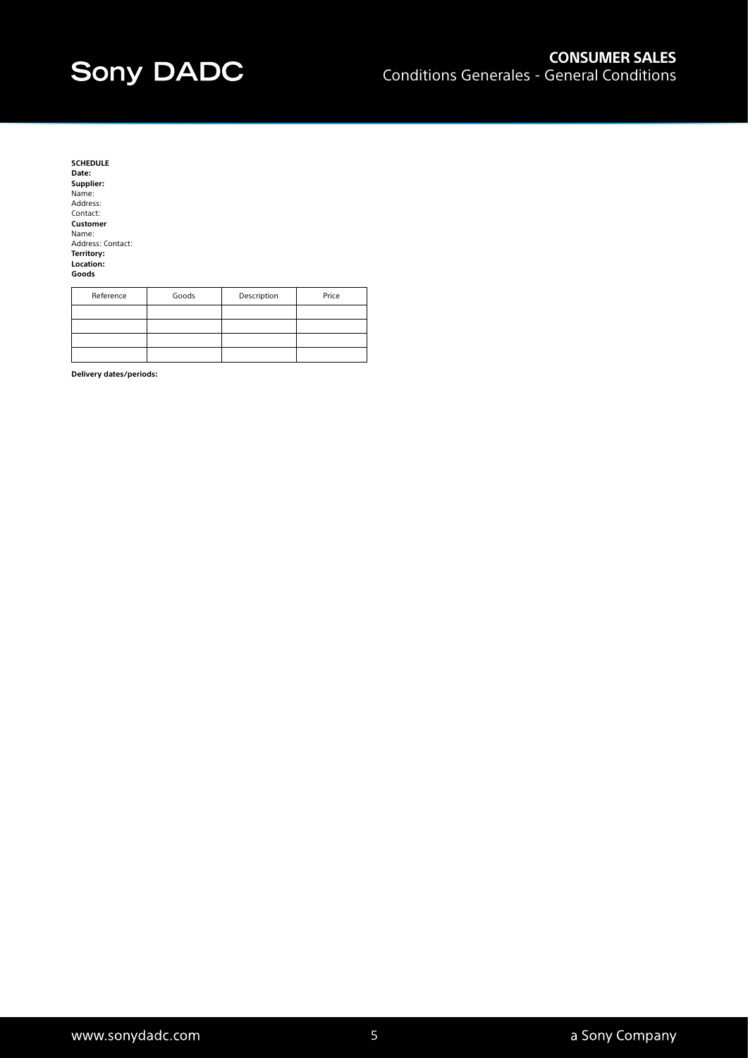**SCHEDULE**
**Date:**
**Supplier:**
Name:
Address:
Contact:
**Customer**
Name:
Address: Contact:
**Territory:**
**Location:**
**Goods**

| Reference | Goods | Description | Price |
|---|---|---|---|
| | | | |
| | | | |
| | | | |
| | | | |

**Delivery dates/periods:**